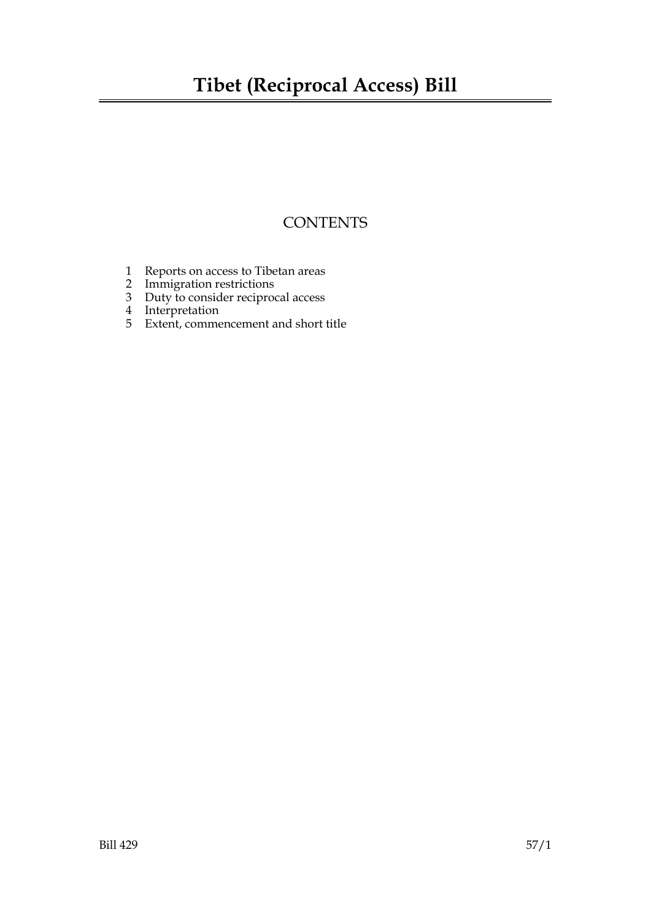# Tibet (Reciprocal Access) Bill

## CONTENTS

1. Reports on access to Tibetan areas
2. Immigration restrictions
3. Duty to consider reciprocal access
4. Interpretation
5. Extent, commencement and short title

Bill 429 57/1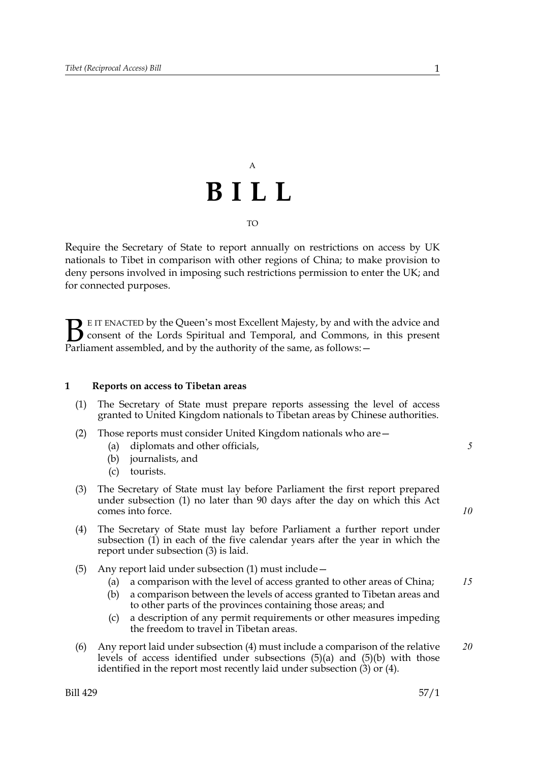A

# B I L L

TO

Require the Secretary of State to report annually on restrictions on access by UK nationals to Tibet in comparison with other regions of China; to make provision to deny persons involved in imposing such restrictions permission to enter the UK; and for connected purposes.

BE IT ENACTED by the Queen's most Excellent Majesty, by and with the advice and consent of the Lords Spiritual and Temporal, and Commons, in this present Parliament assembled, and by the authority of the same, as follows:—

## 1 Reports on access to Tibetan areas

(1) The Secretary of State must prepare reports assessing the level of access granted to United Kingdom nationals to Tibetan areas by Chinese authorities.

(2) Those reports must consider United Kingdom nationals who are—

- (a) diplomats and other officials,
- (b) journalists, and
- (c) tourists.

(3) The Secretary of State must lay before Parliament the first report prepared under subsection (1) no later than 90 days after the day on which this Act comes into force.

(4) The Secretary of State must lay before Parliament a further report under subsection (1) in each of the five calendar years after the year in which the report under subsection (3) is laid.

(5) Any report laid under subsection (1) must include—

- (a) a comparison with the level of access granted to other areas of China;
- (b) a comparison between the levels of access granted to Tibetan areas and to other parts of the provinces containing those areas; and
- (c) a description of any permit requirements or other measures impeding the freedom to travel in Tibetan areas.

(6) Any report laid under subsection (4) must include a comparison of the relative levels of access identified under subsections (5)(a) and (5)(b) with those identified in the report most recently laid under subsection (3) or (4).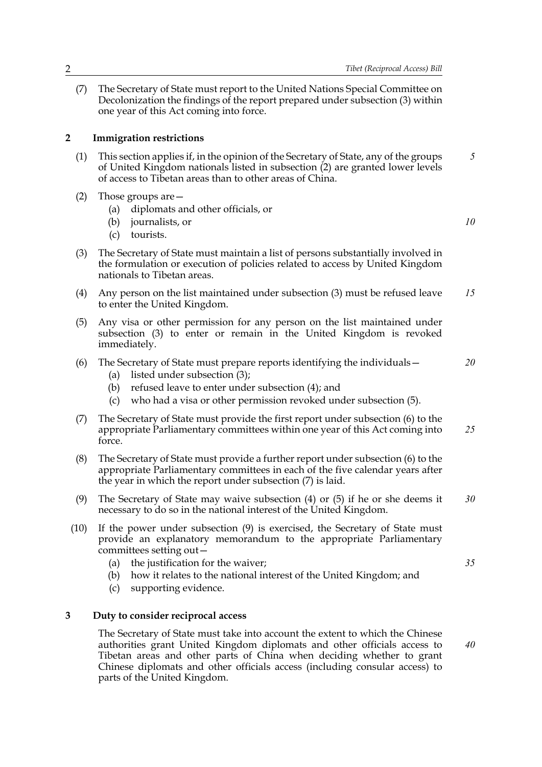(7) The Secretary of State must report to the United Nations Special Committee on Decolonization the findings of the report prepared under subsection (3) within one year of this Act coming into force.

## 2 Immigration restrictions

(1) This section applies if, in the opinion of the Secretary of State, any of the groups of United Kingdom nationals listed in subsection (2) are granted lower levels of access to Tibetan areas than to other areas of China.

(2) Those groups are—

- (a) diplomats and other officials, or
- (b) journalists, or
- (c) tourists.

(3) The Secretary of State must maintain a list of persons substantially involved in the formulation or execution of policies related to access by United Kingdom nationals to Tibetan areas.

(4) Any person on the list maintained under subsection (3) must be refused leave to enter the United Kingdom.

(5) Any visa or other permission for any person on the list maintained under subsection (3) to enter or remain in the United Kingdom is revoked immediately.

(6) The Secretary of State must prepare reports identifying the individuals—

- (a) listed under subsection (3);
- (b) refused leave to enter under subsection (4); and
- (c) who had a visa or other permission revoked under subsection (5).

(7) The Secretary of State must provide the first report under subsection (6) to the appropriate Parliamentary committees within one year of this Act coming into force.

(8) The Secretary of State must provide a further report under subsection (6) to the appropriate Parliamentary committees in each of the five calendar years after the year in which the report under subsection (7) is laid.

(9) The Secretary of State may waive subsection (4) or (5) if he or she deems it necessary to do so in the national interest of the United Kingdom.

(10) If the power under subsection (9) is exercised, the Secretary of State must provide an explanatory memorandum to the appropriate Parliamentary committees setting out—

- (a) the justification for the waiver;
- (b) how it relates to the national interest of the United Kingdom; and
- (c) supporting evidence.

## 3 Duty to consider reciprocal access

The Secretary of State must take into account the extent to which the Chinese authorities grant United Kingdom diplomats and other officials access to Tibetan areas and other parts of China when deciding whether to grant Chinese diplomats and other officials access (including consular access) to parts of the United Kingdom.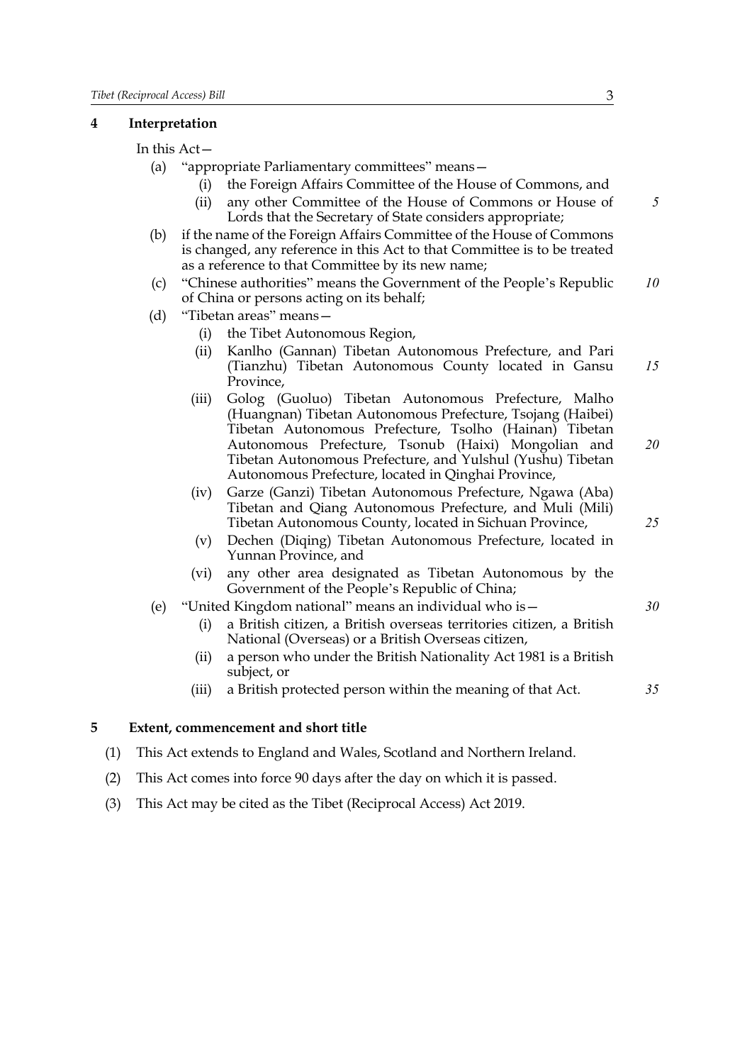## 4 Interpretation

In this Act—

- (a) "appropriate Parliamentary committees" means—
  - (i) the Foreign Affairs Committee of the House of Commons, and
  - (ii) any other Committee of the House of Commons or House of Lords that the Secretary of State considers appropriate;
- (b) if the name of the Foreign Affairs Committee of the House of Commons is changed, any reference in this Act to that Committee is to be treated as a reference to that Committee by its new name;
- (c) "Chinese authorities" means the Government of the People's Republic of China or persons acting on its behalf;
- (d) "Tibetan areas" means—
  - (i) the Tibet Autonomous Region,
  - (ii) Kanlho (Gannan) Tibetan Autonomous Prefecture, and Pari (Tianzhu) Tibetan Autonomous County located in Gansu Province,
  - (iii) Golog (Guoluo) Tibetan Autonomous Prefecture, Malho (Huangnan) Tibetan Autonomous Prefecture, Tsojang (Haibei) Tibetan Autonomous Prefecture, Tsolho (Hainan) Tibetan Autonomous Prefecture, Tsonub (Haixi) Mongolian and Tibetan Autonomous Prefecture, and Yulshul (Yushu) Tibetan Autonomous Prefecture, located in Qinghai Province,
  - (iv) Garze (Ganzi) Tibetan Autonomous Prefecture, Ngawa (Aba) Tibetan and Qiang Autonomous Prefecture, and Muli (Mili) Tibetan Autonomous County, located in Sichuan Province,
  - (v) Dechen (Diqing) Tibetan Autonomous Prefecture, located in Yunnan Province, and
  - (vi) any other area designated as Tibetan Autonomous by the Government of the People's Republic of China;
- (e) "United Kingdom national" means an individual who is—
  - (i) a British citizen, a British overseas territories citizen, a British National (Overseas) or a British Overseas citizen,
  - (ii) a person who under the British Nationality Act 1981 is a British subject, or
  - (iii) a British protected person within the meaning of that Act.

## 5 Extent, commencement and short title

(1) This Act extends to England and Wales, Scotland and Northern Ireland.

(2) This Act comes into force 90 days after the day on which it is passed.

(3) This Act may be cited as the Tibet (Reciprocal Access) Act 2019.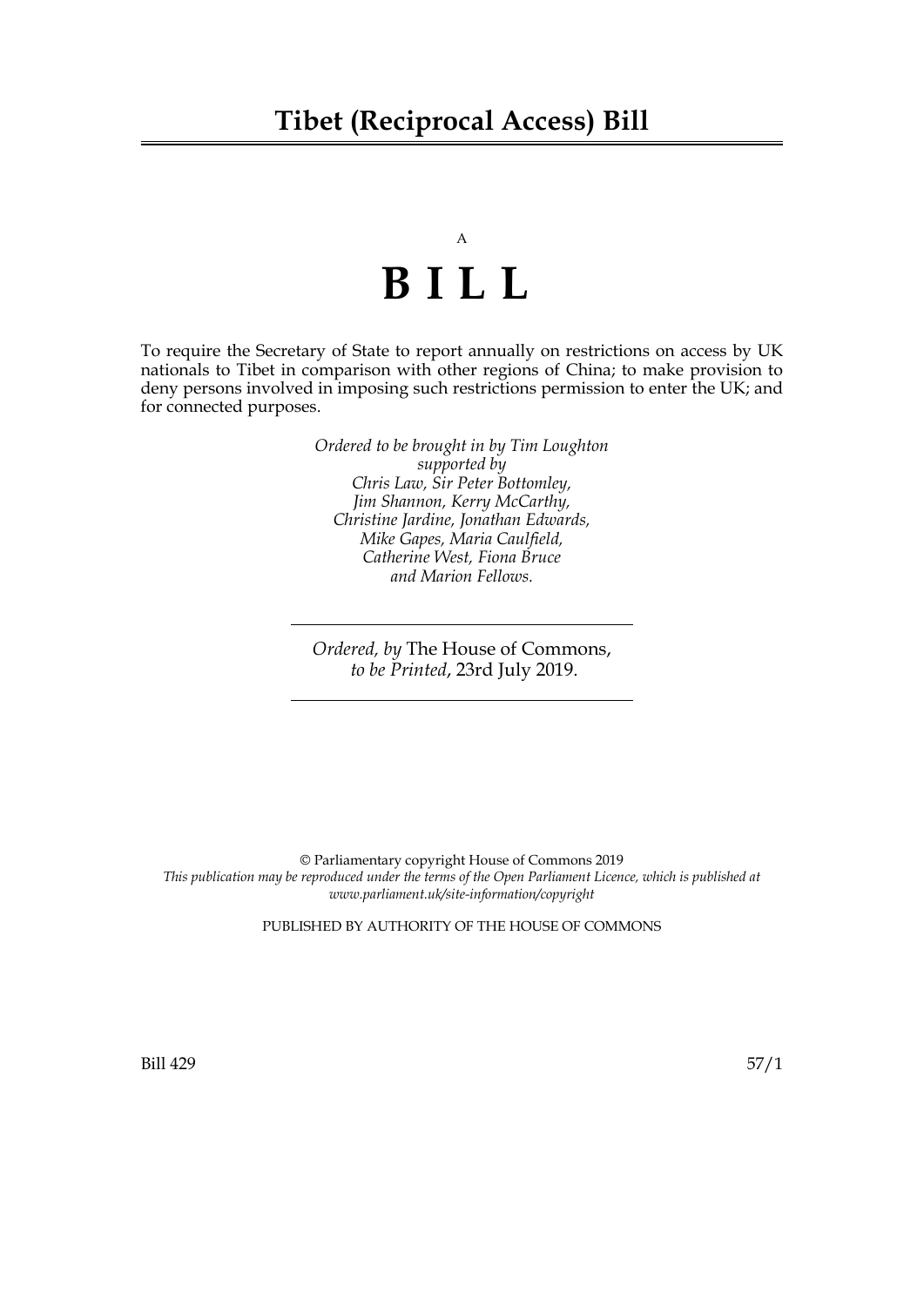# Tibet (Reciprocal Access) Bill

A

# B I L L

To require the Secretary of State to report annually on restrictions on access by UK nationals to Tibet in comparison with other regions of China; to make provision to deny persons involved in imposing such restrictions permission to enter the UK; and for connected purposes.

*Ordered to be brought in by Tim Loughton supported by Chris Law, Sir Peter Bottomley, Jim Shannon, Kerry McCarthy, Christine Jardine, Jonathan Edwards, Mike Gapes, Maria Caulfield, Catherine West, Fiona Bruce and Marion Fellows.*

---

*Ordered, by* The House of Commons, *to be Printed*, 23rd July 2019.

---

© Parliamentary copyright House of Commons 2019
*This publication may be reproduced under the terms of the Open Parliament Licence, which is published at www.parliament.uk/site-information/copyright*

PUBLISHED BY AUTHORITY OF THE HOUSE OF COMMONS

Bill 429 57/1